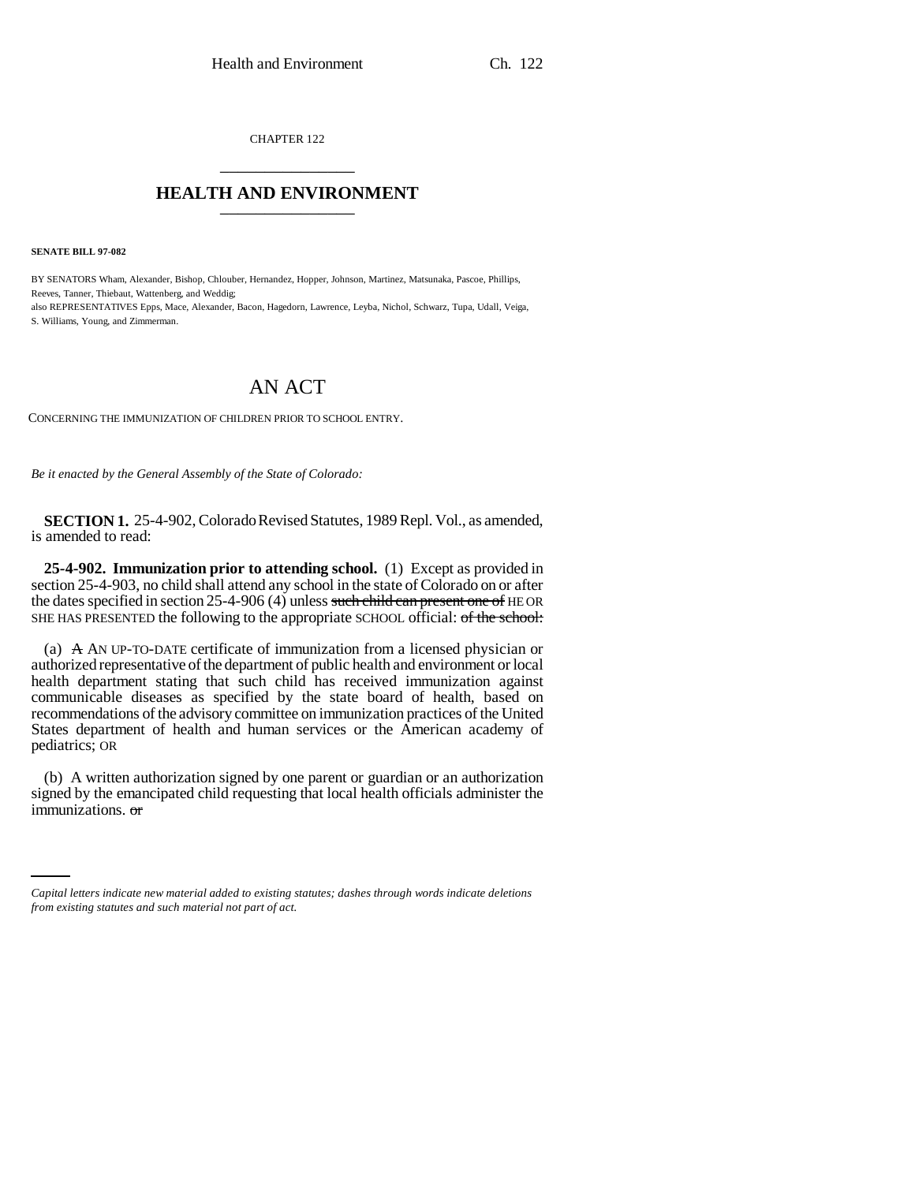CHAPTER 122

# HEALTH AND ENVIRONMENT

**SENATE BILL 97-082**

BY SENATORS Wham, Alexander, Bishop, Chlouber, Hernandez, Hopper, Johnson, Martinez, Matsunaka, Pascoe, Phillips, Reeves, Tanner, Thiebaut, Wattenberg, and Weddig;
also REPRESENTATIVES Epps, Mace, Alexander, Bacon, Hagedorn, Lawrence, Leyba, Nichol, Schwarz, Tupa, Udall, Veiga, S. Williams, Young, and Zimmerman.

# AN ACT

CONCERNING THE IMMUNIZATION OF CHILDREN PRIOR TO SCHOOL ENTRY.

*Be it enacted by the General Assembly of the State of Colorado:*

**SECTION 1.** 25-4-902, Colorado Revised Statutes, 1989 Repl. Vol., as amended, is amended to read:

**25-4-902. Immunization prior to attending school.** (1) Except as provided in section 25-4-903, no child shall attend any school in the state of Colorado on or after the dates specified in section 25-4-906 (4) unless ~~such child can present one of~~ HE OR SHE HAS PRESENTED the following to the appropriate SCHOOL official: ~~of the school:~~

(a) ~~A~~ AN UP-TO-DATE certificate of immunization from a licensed physician or authorized representative of the department of public health and environment or local health department stating that such child has received immunization against communicable diseases as specified by the state board of health, based on recommendations of the advisory committee on immunization practices of the United States department of health and human services or the American academy of pediatrics; OR

(b) A written authorization signed by one parent or guardian or an authorization signed by the emancipated child requesting that local health officials administer the immunizations. ~~or~~

*Capital letters indicate new material added to existing statutes; dashes through words indicate deletions from existing statutes and such material not part of act.*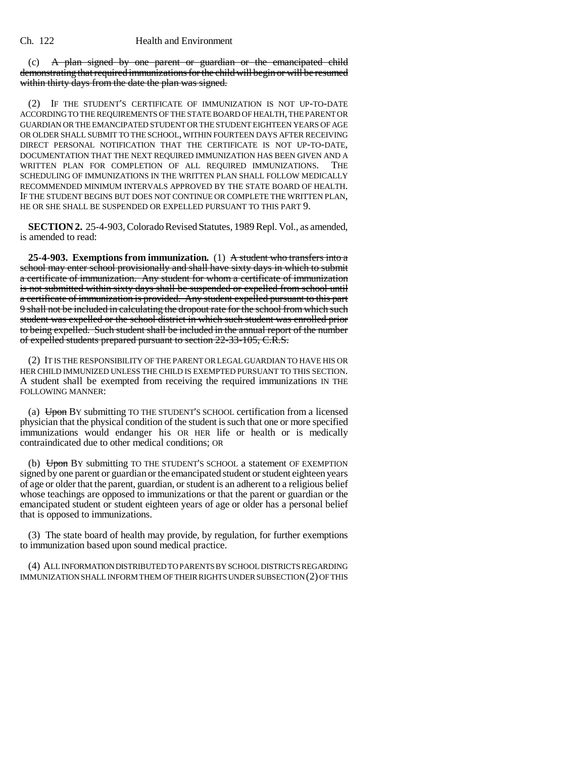(c) ~~A plan signed by one parent or guardian or the emancipated child demonstrating that required immunizations for the child will begin or will be resumed within thirty days from the date the plan was signed.~~

(2) IF THE STUDENT'S CERTIFICATE OF IMMUNIZATION IS NOT UP-TO-DATE ACCORDING TO THE REQUIREMENTS OF THE STATE BOARD OF HEALTH, THE PARENT OR GUARDIAN OR THE EMANCIPATED STUDENT OR THE STUDENT EIGHTEEN YEARS OF AGE OR OLDER SHALL SUBMIT TO THE SCHOOL, WITHIN FOURTEEN DAYS AFTER RECEIVING DIRECT PERSONAL NOTIFICATION THAT THE CERTIFICATE IS NOT UP-TO-DATE, DOCUMENTATION THAT THE NEXT REQUIRED IMMUNIZATION HAS BEEN GIVEN AND A WRITTEN PLAN FOR COMPLETION OF ALL REQUIRED IMMUNIZATIONS. THE SCHEDULING OF IMMUNIZATIONS IN THE WRITTEN PLAN SHALL FOLLOW MEDICALLY RECOMMENDED MINIMUM INTERVALS APPROVED BY THE STATE BOARD OF HEALTH. IF THE STUDENT BEGINS BUT DOES NOT CONTINUE OR COMPLETE THE WRITTEN PLAN, HE OR SHE SHALL BE SUSPENDED OR EXPELLED PURSUANT TO THIS PART 9.

**SECTION 2.** 25-4-903, Colorado Revised Statutes, 1989 Repl. Vol., as amended, is amended to read:

**25-4-903. Exemptions from immunization.** (1) ~~A student who transfers into a school may enter school provisionally and shall have sixty days in which to submit a certificate of immunization. Any student for whom a certificate of immunization is not submitted within sixty days shall be suspended or expelled from school until a certificate of immunization is provided. Any student expelled pursuant to this part 9 shall not be included in calculating the dropout rate for the school from which such student was expelled or the school district in which such student was enrolled prior to being expelled. Such student shall be included in the annual report of the number of expelled students prepared pursuant to section 22-33-105, C.R.S.~~

(2) IT IS THE RESPONSIBILITY OF THE PARENT OR LEGAL GUARDIAN TO HAVE HIS OR HER CHILD IMMUNIZED UNLESS THE CHILD IS EXEMPTED PURSUANT TO THIS SECTION. A student shall be exempted from receiving the required immunizations IN THE FOLLOWING MANNER:

(a) ~~Upon~~ BY submitting TO THE STUDENT'S SCHOOL certification from a licensed physician that the physical condition of the student is such that one or more specified immunizations would endanger his OR HER life or health or is medically contraindicated due to other medical conditions; OR

(b) ~~Upon~~ BY submitting TO THE STUDENT'S SCHOOL a statement OF EXEMPTION signed by one parent or guardian or the emancipated student or student eighteen years of age or older that the parent, guardian, or student is an adherent to a religious belief whose teachings are opposed to immunizations or that the parent or guardian or the emancipated student or student eighteen years of age or older has a personal belief that is opposed to immunizations.

(3) The state board of health may provide, by regulation, for further exemptions to immunization based upon sound medical practice.

(4) ALL INFORMATION DISTRIBUTED TO PARENTS BY SCHOOL DISTRICTS REGARDING IMMUNIZATION SHALL INFORM THEM OF THEIR RIGHTS UNDER SUBSECTION (2) OF THIS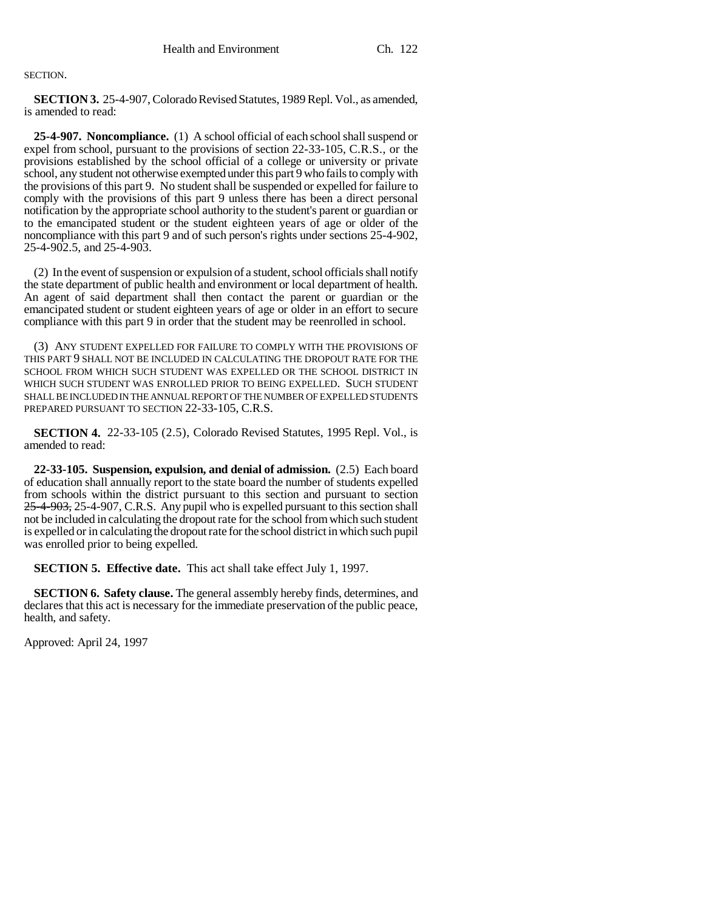SECTION.

**SECTION 3.** 25-4-907, Colorado Revised Statutes, 1989 Repl. Vol., as amended, is amended to read:

**25-4-907. Noncompliance.** (1) A school official of each school shall suspend or expel from school, pursuant to the provisions of section 22-33-105, C.R.S., or the provisions established by the school official of a college or university or private school, any student not otherwise exempted under this part 9 who fails to comply with the provisions of this part 9. No student shall be suspended or expelled for failure to comply with the provisions of this part 9 unless there has been a direct personal notification by the appropriate school authority to the student's parent or guardian or to the emancipated student or the student eighteen years of age or older of the noncompliance with this part 9 and of such person's rights under sections 25-4-902, 25-4-902.5, and 25-4-903.

(2) In the event of suspension or expulsion of a student, school officials shall notify the state department of public health and environment or local department of health. An agent of said department shall then contact the parent or guardian or the emancipated student or student eighteen years of age or older in an effort to secure compliance with this part 9 in order that the student may be reenrolled in school.

(3) ANY STUDENT EXPELLED FOR FAILURE TO COMPLY WITH THE PROVISIONS OF THIS PART 9 SHALL NOT BE INCLUDED IN CALCULATING THE DROPOUT RATE FOR THE SCHOOL FROM WHICH SUCH STUDENT WAS EXPELLED OR THE SCHOOL DISTRICT IN WHICH SUCH STUDENT WAS ENROLLED PRIOR TO BEING EXPELLED. SUCH STUDENT SHALL BE INCLUDED IN THE ANNUAL REPORT OF THE NUMBER OF EXPELLED STUDENTS PREPARED PURSUANT TO SECTION 22-33-105, C.R.S.

**SECTION 4.** 22-33-105 (2.5), Colorado Revised Statutes, 1995 Repl. Vol., is amended to read:

**22-33-105. Suspension, expulsion, and denial of admission.** (2.5) Each board of education shall annually report to the state board the number of students expelled from schools within the district pursuant to this section and pursuant to section ~~25-4-903,~~ 25-4-907, C.R.S. Any pupil who is expelled pursuant to this section shall not be included in calculating the dropout rate for the school from which such student is expelled or in calculating the dropout rate for the school district in which such pupil was enrolled prior to being expelled.

**SECTION 5. Effective date.** This act shall take effect July 1, 1997.

**SECTION 6. Safety clause.** The general assembly hereby finds, determines, and declares that this act is necessary for the immediate preservation of the public peace, health, and safety.

Approved: April 24, 1997